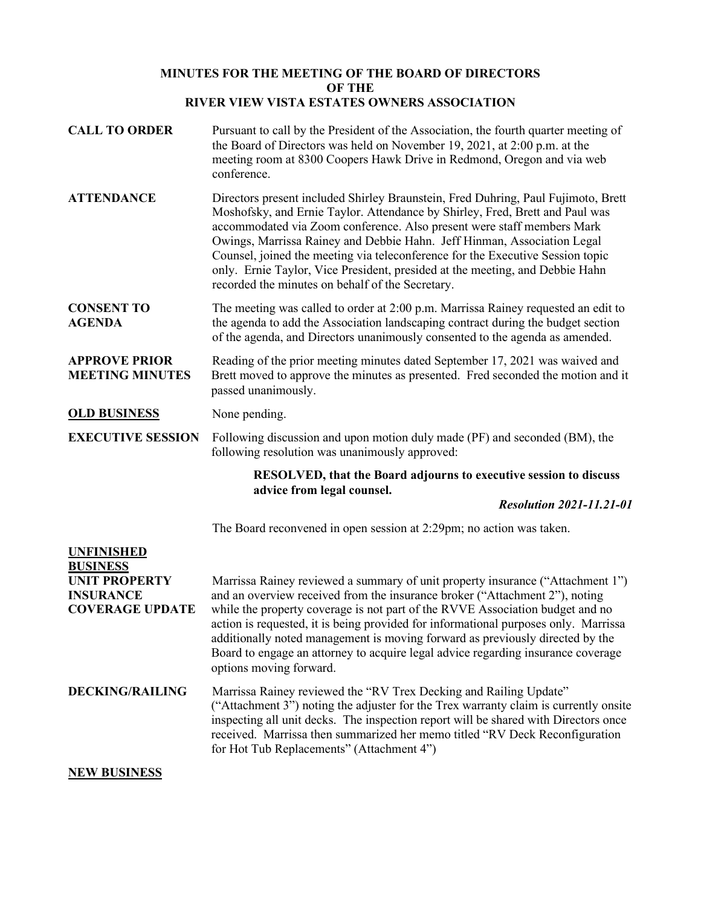# MINUTES FOR THE MEETING OF THE BOARD OF DIRECTORS OF THE RIVER VIEW VISTA ESTATES OWNERS ASSOCIATION

**CALL TO ORDER**

Pursuant to call by the President of the Association, the fourth quarter meeting of the Board of Directors was held on November 19, 2021, at 2:00 p.m. at the meeting room at 8300 Coopers Hawk Drive in Redmond, Oregon and via web conference.

**ATTENDANCE**

Directors present included Shirley Braunstein, Fred Duhring, Paul Fujimoto, Brett Moshofsky, and Ernie Taylor. Attendance by Shirley, Fred, Brett and Paul was accommodated via Zoom conference. Also present were staff members Mark Owings, Marrissa Rainey and Debbie Hahn. Jeff Hinman, Association Legal Counsel, joined the meeting via teleconference for the Executive Session topic only. Ernie Taylor, Vice President, presided at the meeting, and Debbie Hahn recorded the minutes on behalf of the Secretary.

**CONSENT TO AGENDA**

The meeting was called to order at 2:00 p.m. Marrissa Rainey requested an edit to the agenda to add the Association landscaping contract during the budget section of the agenda, and Directors unanimously consented to the agenda as amended.

**APPROVE PRIOR MEETING MINUTES**

Reading of the prior meeting minutes dated September 17, 2021 was waived and Brett moved to approve the minutes as presented. Fred seconded the motion and it passed unanimously.

**OLD BUSINESS**

None pending.

**EXECUTIVE SESSION**

Following discussion and upon motion duly made (PF) and seconded (BM), the following resolution was unanimously approved:

> **RESOLVED, that the Board adjourns to executive session to discuss advice from legal counsel.**
>
> ***Resolution 2021-11.21-01***

The Board reconvened in open session at 2:29pm; no action was taken.

**UNFINISHED BUSINESS**

**UNIT PROPERTY INSURANCE COVERAGE UPDATE**

Marrissa Rainey reviewed a summary of unit property insurance ("Attachment 1") and an overview received from the insurance broker ("Attachment 2"), noting while the property coverage is not part of the RVVE Association budget and no action is requested, it is being provided for informational purposes only. Marrissa additionally noted management is moving forward as previously directed by the Board to engage an attorney to acquire legal advice regarding insurance coverage options moving forward.

**DECKING/RAILING**

Marrissa Rainey reviewed the "RV Trex Decking and Railing Update" ("Attachment 3") noting the adjuster for the Trex warranty claim is currently onsite inspecting all unit decks. The inspection report will be shared with Directors once received. Marrissa then summarized her memo titled "RV Deck Reconfiguration for Hot Tub Replacements" (Attachment 4")

**NEW BUSINESS**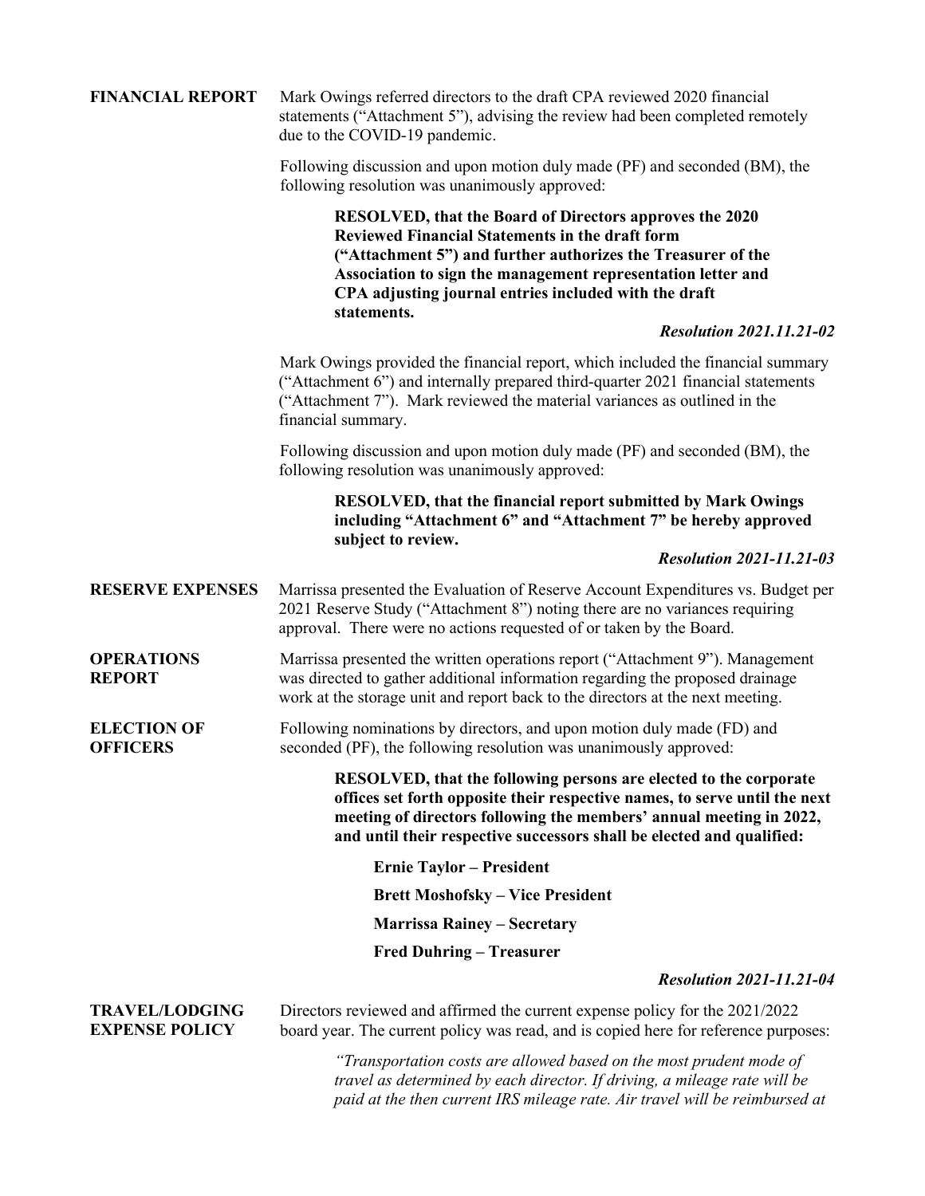**FINANCIAL REPORT**

Mark Owings referred directors to the draft CPA reviewed 2020 financial statements ("Attachment 5"), advising the review had been completed remotely due to the COVID-19 pandemic.

Following discussion and upon motion duly made (PF) and seconded (BM), the following resolution was unanimously approved:

> **RESOLVED, that the Board of Directors approves the 2020 Reviewed Financial Statements in the draft form ("Attachment 5") and further authorizes the Treasurer of the Association to sign the management representation letter and CPA adjusting journal entries included with the draft statements.**
>
> ***Resolution 2021.11.21-02***

Mark Owings provided the financial report, which included the financial summary ("Attachment 6") and internally prepared third-quarter 2021 financial statements ("Attachment 7"). Mark reviewed the material variances as outlined in the financial summary.

Following discussion and upon motion duly made (PF) and seconded (BM), the following resolution was unanimously approved:

> **RESOLVED, that the financial report submitted by Mark Owings including "Attachment 6" and "Attachment 7" be hereby approved subject to review.**
>
> ***Resolution 2021-11.21-03***

**RESERVE EXPENSES**

Marrissa presented the Evaluation of Reserve Account Expenditures vs. Budget per 2021 Reserve Study ("Attachment 8") noting there are no variances requiring approval. There were no actions requested of or taken by the Board.

**OPERATIONS REPORT**

Marrissa presented the written operations report ("Attachment 9"). Management was directed to gather additional information regarding the proposed drainage work at the storage unit and report back to the directors at the next meeting.

**ELECTION OF OFFICERS**

Following nominations by directors, and upon motion duly made (FD) and seconded (PF), the following resolution was unanimously approved:

> **RESOLVED, that the following persons are elected to the corporate offices set forth opposite their respective names, to serve until the next meeting of directors following the members' annual meeting in 2022, and until their respective successors shall be elected and qualified:**
>
> **Ernie Taylor – President**
>
> **Brett Moshofsky – Vice President**
>
> **Marrissa Rainey – Secretary**
>
> **Fred Duhring – Treasurer**
>
> ***Resolution 2021-11.21-04***

**TRAVEL/LODGING EXPENSE POLICY**

Directors reviewed and affirmed the current expense policy for the 2021/2022 board year. The current policy was read, and is copied here for reference purposes:

> *"Transportation costs are allowed based on the most prudent mode of travel as determined by each director. If driving, a mileage rate will be paid at the then current IRS mileage rate. Air travel will be reimbursed at*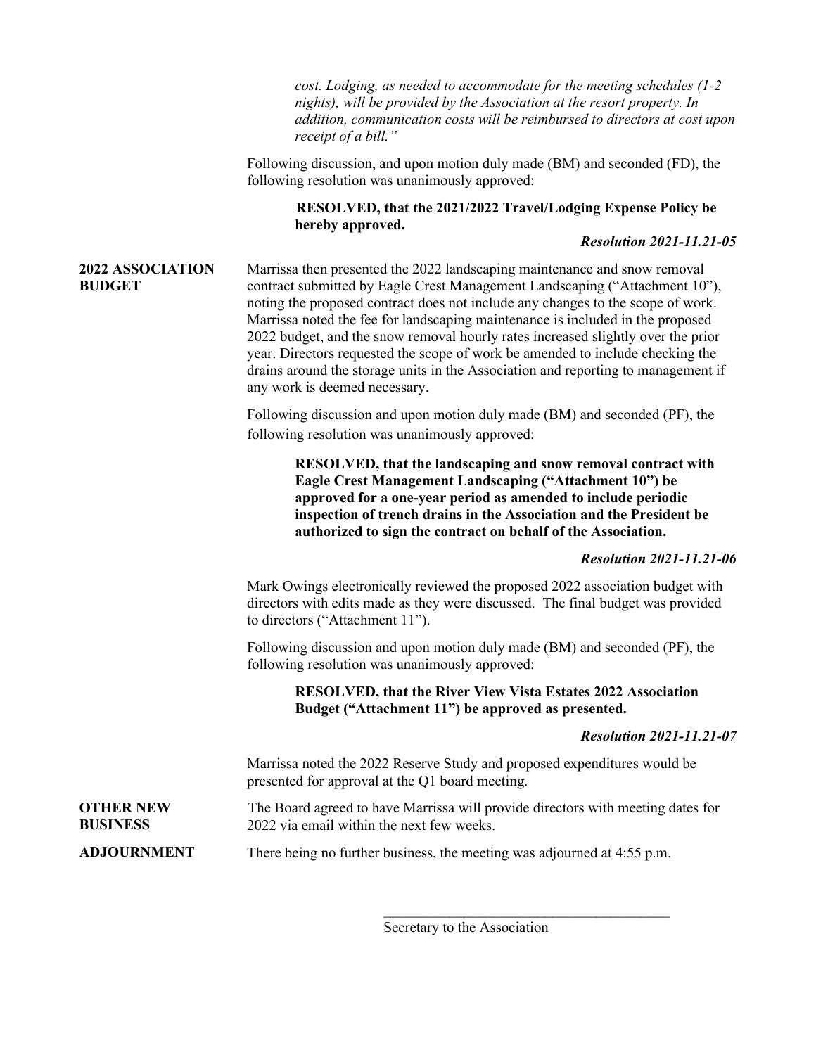*cost. Lodging, as needed to accommodate for the meeting schedules (1-2 nights), will be provided by the Association at the resort property. In addition, communication costs will be reimbursed to directors at cost upon receipt of a bill."*

Following discussion, and upon motion duly made (BM) and seconded (FD), the following resolution was unanimously approved:

> **RESOLVED, that the 2021/2022 Travel/Lodging Expense Policy be hereby approved.**
>
> ***Resolution 2021-11.21-05***

**2022 ASSOCIATION BUDGET**

Marrissa then presented the 2022 landscaping maintenance and snow removal contract submitted by Eagle Crest Management Landscaping ("Attachment 10"), noting the proposed contract does not include any changes to the scope of work. Marrissa noted the fee for landscaping maintenance is included in the proposed 2022 budget, and the snow removal hourly rates increased slightly over the prior year. Directors requested the scope of work be amended to include checking the drains around the storage units in the Association and reporting to management if any work is deemed necessary.

Following discussion and upon motion duly made (BM) and seconded (PF), the following resolution was unanimously approved:

> **RESOLVED, that the landscaping and snow removal contract with Eagle Crest Management Landscaping ("Attachment 10") be approved for a one-year period as amended to include periodic inspection of trench drains in the Association and the President be authorized to sign the contract on behalf of the Association.**
>
> ***Resolution 2021-11.21-06***

Mark Owings electronically reviewed the proposed 2022 association budget with directors with edits made as they were discussed. The final budget was provided to directors ("Attachment 11").

Following discussion and upon motion duly made (BM) and seconded (PF), the following resolution was unanimously approved:

> **RESOLVED, that the River View Vista Estates 2022 Association Budget ("Attachment 11") be approved as presented.**
>
> ***Resolution 2021-11.21-07***

Marrissa noted the 2022 Reserve Study and proposed expenditures would be presented for approval at the Q1 board meeting.

**OTHER NEW BUSINESS**

The Board agreed to have Marrissa will provide directors with meeting dates for 2022 via email within the next few weeks.

**ADJOURNMENT**

There being no further business, the meeting was adjourned at 4:55 p.m.

\_\_\_\_\_\_\_\_\_\_\_\_\_\_\_\_\_\_\_\_\_\_\_\_\_\_\_\_\_\_\_\_\_\_\_\_\_\_\_\_

Secretary to the Association